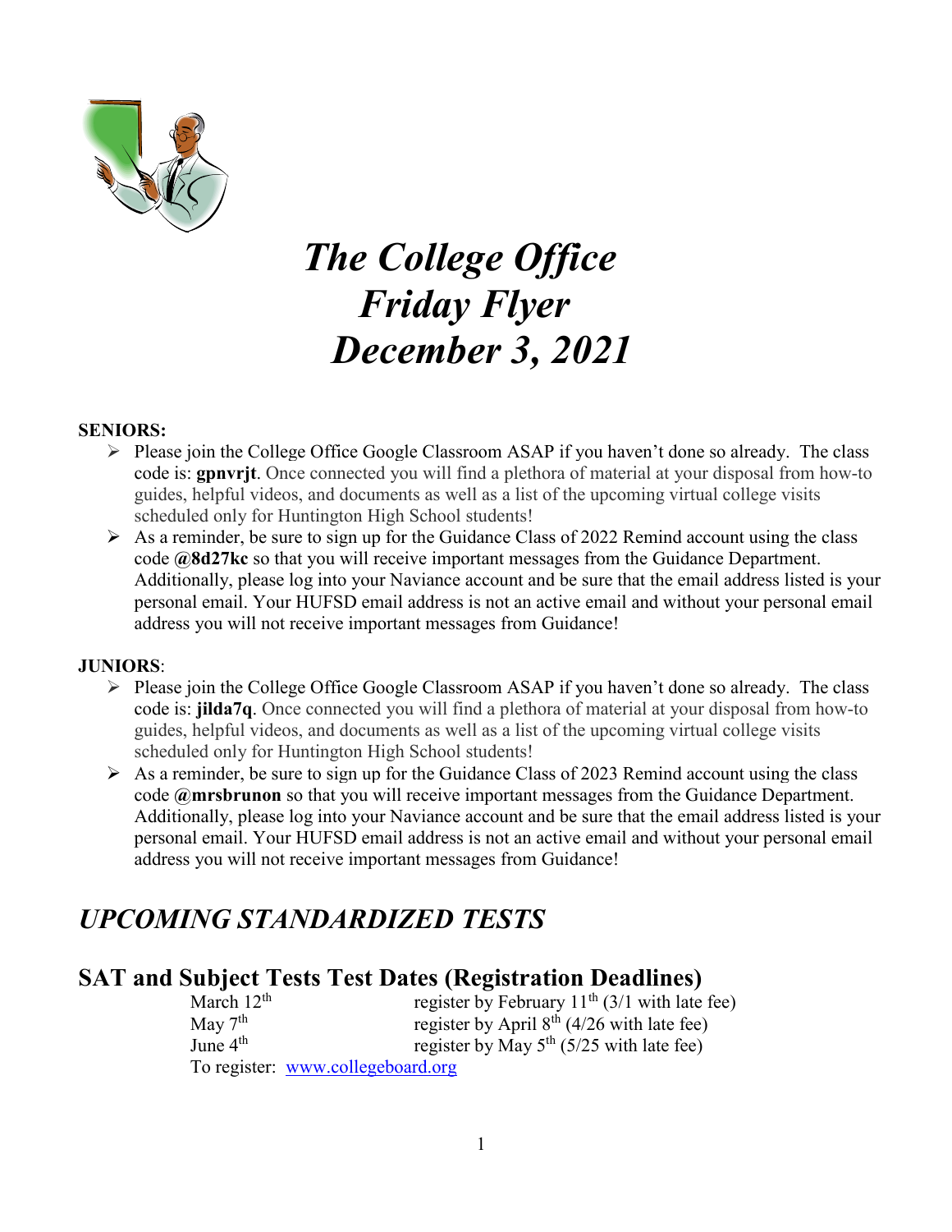# *The College Office*
# *Friday Flyer*
# *December 3, 2021*

**SENIORS:**

- Please join the College Office Google Classroom ASAP if you haven't done so already. The class code is: **gpnvrjt**. Once connected you will find a plethora of material at your disposal from how-to guides, helpful videos, and documents as well as a list of the upcoming virtual college visits scheduled only for Huntington High School students!
- As a reminder, be sure to sign up for the Guidance Class of 2022 Remind account using the class code **@8d27kc** so that you will receive important messages from the Guidance Department. Additionally, please log into your Naviance account and be sure that the email address listed is your personal email. Your HUFSD email address is not an active email and without your personal email address you will not receive important messages from Guidance!

**JUNIORS**:

- Please join the College Office Google Classroom ASAP if you haven't done so already. The class code is: **jilda7q**. Once connected you will find a plethora of material at your disposal from how-to guides, helpful videos, and documents as well as a list of the upcoming virtual college visits scheduled only for Huntington High School students!
- As a reminder, be sure to sign up for the Guidance Class of 2023 Remind account using the class code **@mrsbrunon** so that you will receive important messages from the Guidance Department. Additionally, please log into your Naviance account and be sure that the email address listed is your personal email. Your HUFSD email address is not an active email and without your personal email address you will not receive important messages from Guidance!

## *UPCOMING STANDARDIZED TESTS*

### SAT and Subject Tests Test Dates (Registration Deadlines)

| Test Date | Registration Deadline |
|---|---|
| March 12th | register by February 11th (3/1 with late fee) |
| May 7th | register by April 8th (4/26 with late fee) |
| June 4th | register by May 5th (5/25 with late fee) |

To register: [www.collegeboard.org](http://www.collegeboard.org)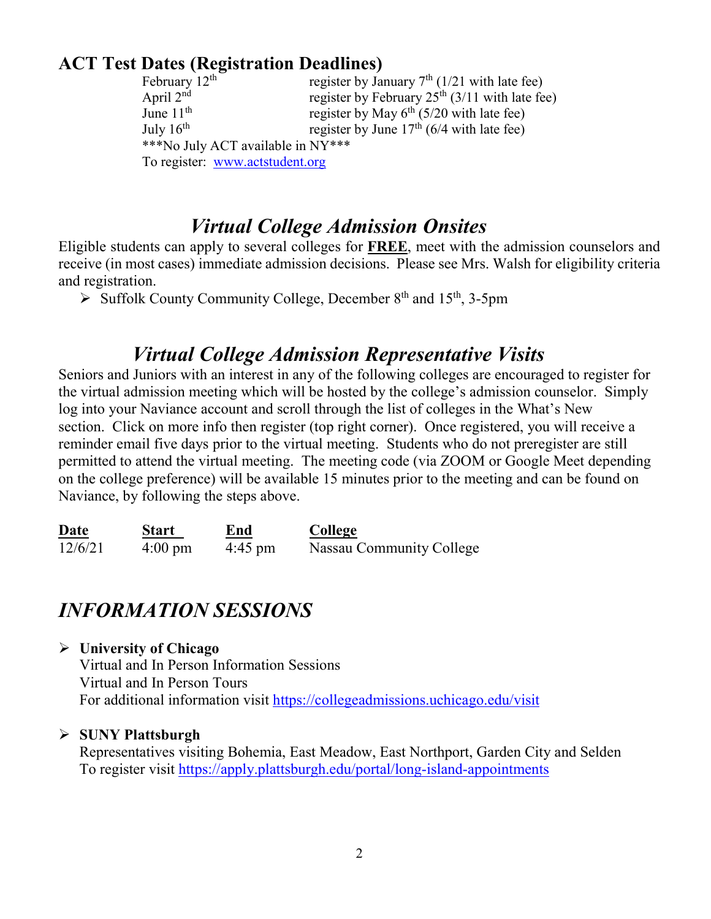## ACT Test Dates (Registration Deadlines)

| | |
|---|---|
| February 12th | register by January 7th (1/21 with late fee) |
| April 2nd | register by February 25th (3/11 with late fee) |
| June 11th | register by May 6th (5/20 with late fee) |
| July 16th | register by June 17th (6/4 with late fee) |

***No July ACT available in NY***

To register: www.actstudent.org

## *Virtual College Admission Onsites*

Eligible students can apply to several colleges for **FREE**, meet with the admission counselors and receive (in most cases) immediate admission decisions. Please see Mrs. Walsh for eligibility criteria and registration.

- Suffolk County Community College, December 8th and 15th, 3-5pm

## *Virtual College Admission Representative Visits*

Seniors and Juniors with an interest in any of the following colleges are encouraged to register for the virtual admission meeting which will be hosted by the college's admission counselor. Simply log into your Naviance account and scroll through the list of colleges in the What's New section. Click on more info then register (top right corner). Once registered, you will receive a reminder email five days prior to the virtual meeting. Students who do not preregister are still permitted to attend the virtual meeting. The meeting code (via ZOOM or Google Meet depending on the college preference) will be available 15 minutes prior to the meeting and can be found on Naviance, by following the steps above.

| Date | Start | End | College |
|---|---|---|---|
| 12/6/21 | 4:00 pm | 4:45 pm | Nassau Community College |

## *INFORMATION SESSIONS*

- **University of Chicago**
  Virtual and In Person Information Sessions
  Virtual and In Person Tours
  For additional information visit https://collegeadmissions.uchicago.edu/visit

- **SUNY Plattsburgh**
  Representatives visiting Bohemia, East Meadow, East Northport, Garden City and Selden
  To register visit https://apply.plattsburgh.edu/portal/long-island-appointments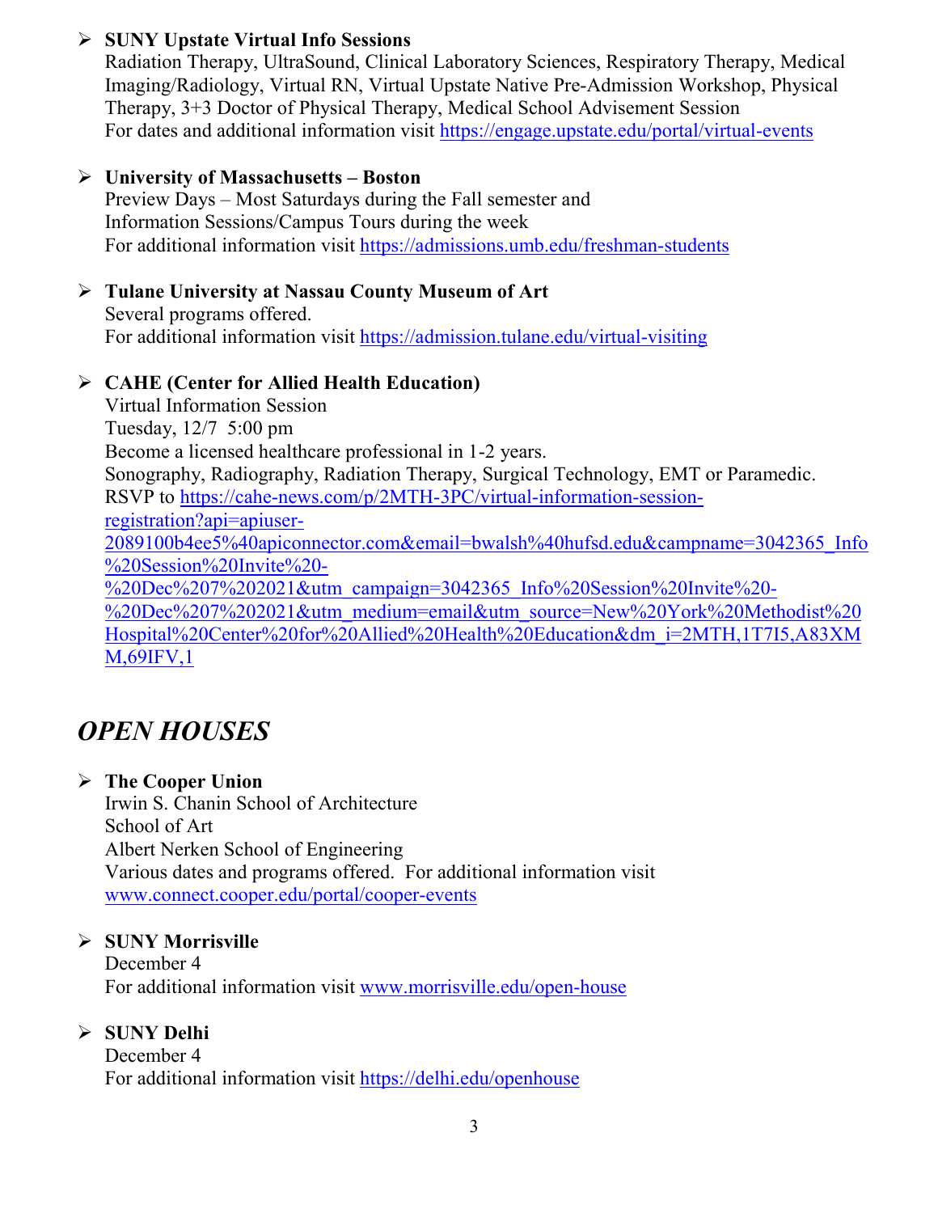- **SUNY Upstate Virtual Info Sessions**
  Radiation Therapy, UltraSound, Clinical Laboratory Sciences, Respiratory Therapy, Medical Imaging/Radiology, Virtual RN, Virtual Upstate Native Pre-Admission Workshop, Physical Therapy, 3+3 Doctor of Physical Therapy, Medical School Advisement Session
  For dates and additional information visit https://engage.upstate.edu/portal/virtual-events

- **University of Massachusetts – Boston**
  Preview Days – Most Saturdays during the Fall semester and
  Information Sessions/Campus Tours during the week
  For additional information visit https://admissions.umb.edu/freshman-students

- **Tulane University at Nassau County Museum of Art**
  Several programs offered.
  For additional information visit https://admission.tulane.edu/virtual-visiting

- **CAHE (Center for Allied Health Education)**
  Virtual Information Session
  Tuesday, 12/7 5:00 pm
  Become a licensed healthcare professional in 1-2 years.
  Sonography, Radiography, Radiation Therapy, Surgical Technology, EMT or Paramedic.
  RSVP to https://cahe-news.com/p/2MTH-3PC/virtual-information-session-registration?api=apiuser-2089100b4ee5%40apiconnector.com&email=bwalsh%40hufsd.edu&campname=3042365_Info%20Session%20Invite%20-%20Dec%207%202021&utm_campaign=3042365_Info%20Session%20Invite%20-%20Dec%207%202021&utm_medium=email&utm_source=New%20York%20Methodist%20Hospital%20Center%20for%20Allied%20Health%20Education&dm_i=2MTH,1T7I5,A83XMM,69IFV,1

## *OPEN HOUSES*

- **The Cooper Union**
  Irwin S. Chanin School of Architecture
  School of Art
  Albert Nerken School of Engineering
  Various dates and programs offered. For additional information visit www.connect.cooper.edu/portal/cooper-events

- **SUNY Morrisville**
  December 4
  For additional information visit www.morrisville.edu/open-house

- **SUNY Delhi**
  December 4
  For additional information visit https://delhi.edu/openhouse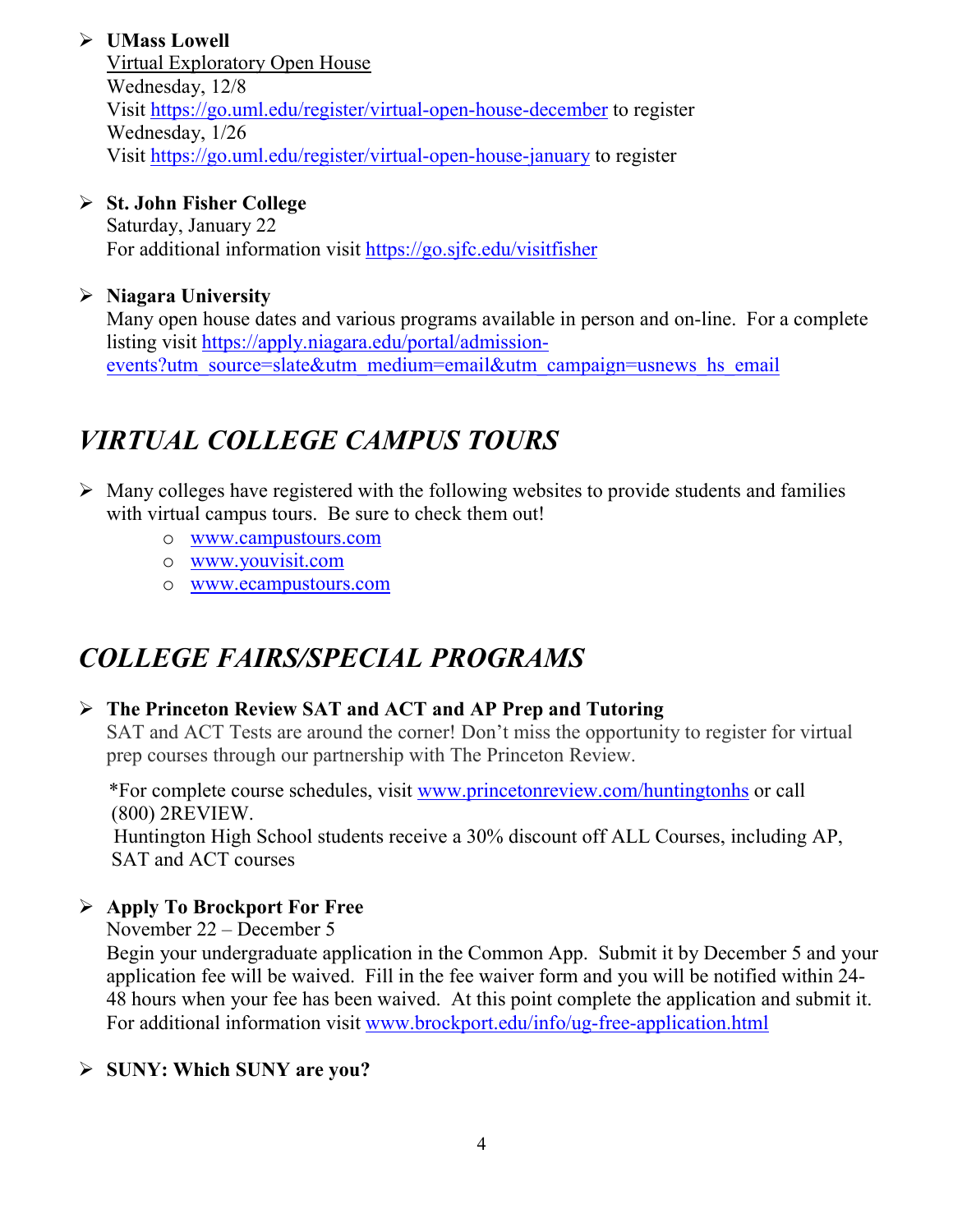- **UMass Lowell**
  Virtual Exploratory Open House
  Wednesday, 12/8
  Visit https://go.uml.edu/register/virtual-open-house-december to register
  Wednesday, 1/26
  Visit https://go.uml.edu/register/virtual-open-house-january to register

- **St. John Fisher College**
  Saturday, January 22
  For additional information visit https://go.sjfc.edu/visitfisher

- **Niagara University**
  Many open house dates and various programs available in person and on-line. For a complete listing visit https://apply.niagara.edu/portal/admission-events?utm_source=slate&utm_medium=email&utm_campaign=usnews_hs_email

## *VIRTUAL COLLEGE CAMPUS TOURS*

- Many colleges have registered with the following websites to provide students and families with virtual campus tours. Be sure to check them out!
  - www.campustours.com
  - www.youvisit.com
  - www.ecampustours.com

## *COLLEGE FAIRS/SPECIAL PROGRAMS*

- **The Princeton Review SAT and ACT and AP Prep and Tutoring**
  SAT and ACT Tests are around the corner! Don't miss the opportunity to register for virtual prep courses through our partnership with The Princeton Review.

  *For complete course schedules, visit www.princetonreview.com/huntingtonhs or call (800) 2REVIEW.
  Huntington High School students receive a 30% discount off ALL Courses, including AP, SAT and ACT courses

- **Apply To Brockport For Free**
  November 22 – December 5
  Begin your undergraduate application in the Common App. Submit it by December 5 and your application fee will be waived. Fill in the fee waiver form and you will be notified within 24-48 hours when your fee has been waived. At this point complete the application and submit it. For additional information visit www.brockport.edu/info/ug-free-application.html

- **SUNY: Which SUNY are you?**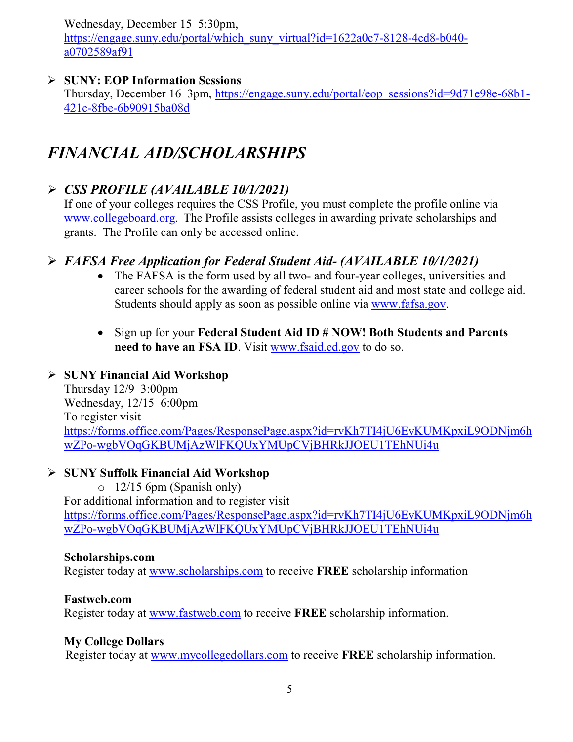Wednesday, December 15 5:30pm, [https://engage.suny.edu/portal/which_suny_virtual?id=1622a0c7-8128-4cd8-b040-a0702589af91](https://engage.suny.edu/portal/which_suny_virtual?id=1622a0c7-8128-4cd8-b040-a0702589af91)

- **SUNY: EOP Information Sessions**
  Thursday, December 16 3pm, [https://engage.suny.edu/portal/eop_sessions?id=9d71e98e-68b1-421c-8fbe-6b90915ba08d](https://engage.suny.edu/portal/eop_sessions?id=9d71e98e-68b1-421c-8fbe-6b90915ba08d)

## *FINANCIAL AID/SCHOLARSHIPS*

- ***CSS PROFILE (AVAILABLE 10/1/2021)***
  If one of your colleges requires the CSS Profile, you must complete the profile online via [www.collegeboard.org](http://www.collegeboard.org). The Profile assists colleges in awarding private scholarships and grants. The Profile can only be accessed online.

- ***FAFSA Free Application for Federal Student Aid- (AVAILABLE 10/1/2021)***
  - The FAFSA is the form used by all two- and four-year colleges, universities and career schools for the awarding of federal student aid and most state and college aid. Students should apply as soon as possible online via [www.fafsa.gov](http://www.fafsa.gov).
  - Sign up for your **Federal Student Aid ID # NOW! Both Students and Parents need to have an FSA ID**. Visit [www.fsaid.ed.gov](http://www.fsaid.ed.gov) to do so.

- **SUNY Financial Aid Workshop**
  Thursday 12/9 3:00pm
  Wednesday, 12/15 6:00pm
  To register visit
  [https://forms.office.com/Pages/ResponsePage.aspx?id=rvKh7TI4jU6EyKUMKpxiL9ODNjm6hwZPo-wgbVOqGKBUMjAzWlFKQUxYMUpCVjBHRkJJOEU1TEhNUi4u](https://forms.office.com/Pages/ResponsePage.aspx?id=rvKh7TI4jU6EyKUMKpxiL9ODNjm6hwZPo-wgbVOqGKBUMjAzWlFKQUxYMUpCVjBHRkJJOEU1TEhNUi4u)

- **SUNY Suffolk Financial Aid Workshop**
  - 12/15 6pm (Spanish only)

  For additional information and to register visit
  [https://forms.office.com/Pages/ResponsePage.aspx?id=rvKh7TI4jU6EyKUMKpxiL9ODNjm6hwZPo-wgbVOqGKBUMjAzWlFKQUxYMUpCVjBHRkJJOEU1TEhNUi4u](https://forms.office.com/Pages/ResponsePage.aspx?id=rvKh7TI4jU6EyKUMKpxiL9ODNjm6hwZPo-wgbVOqGKBUMjAzWlFKQUxYMUpCVjBHRkJJOEU1TEhNUi4u)

**Scholarships.com**
Register today at [www.scholarships.com](http://www.scholarships.com) to receive **FREE** scholarship information

**Fastweb.com**
Register today at [www.fastweb.com](http://www.fastweb.com) to receive **FREE** scholarship information.

**My College Dollars**
Register today at [www.mycollegedollars.com](http://www.mycollegedollars.com) to receive **FREE** scholarship information.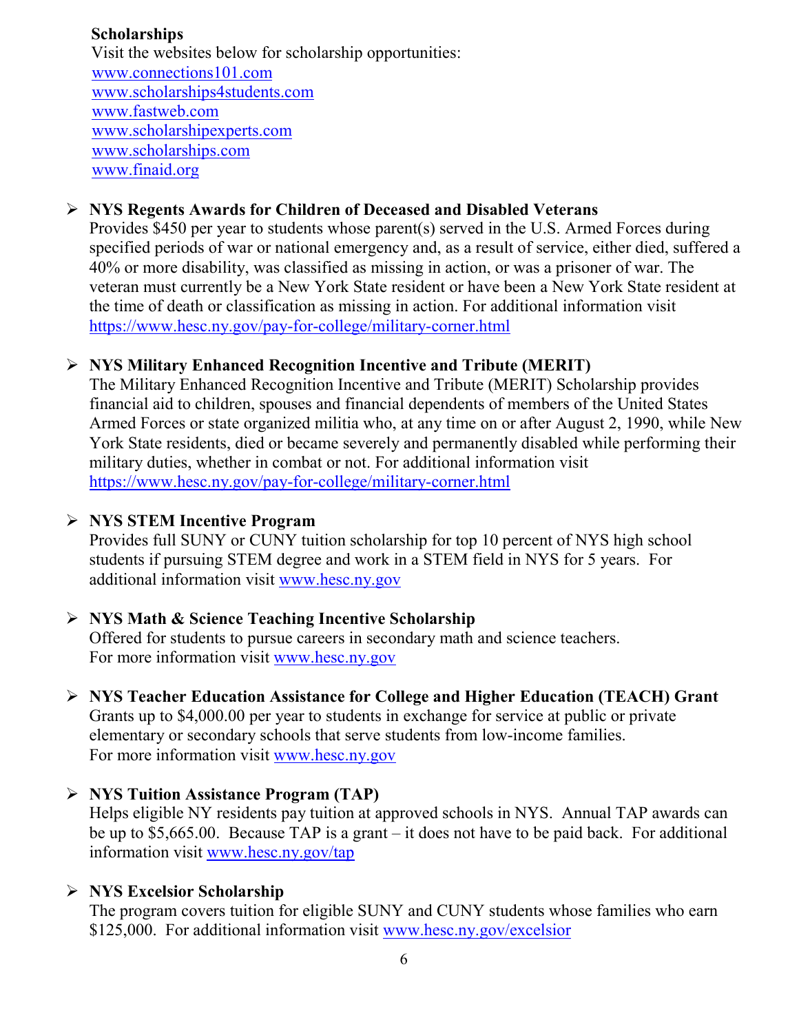**Scholarships**

Visit the websites below for scholarship opportunities:
www.connections101.com
www.scholarships4students.com
www.fastweb.com
www.scholarshipexperts.com
www.scholarships.com
www.finaid.org

- **NYS Regents Awards for Children of Deceased and Disabled Veterans**
  Provides $450 per year to students whose parent(s) served in the U.S. Armed Forces during specified periods of war or national emergency and, as a result of service, either died, suffered a 40% or more disability, was classified as missing in action, or was a prisoner of war. The veteran must currently be a New York State resident or have been a New York State resident at the time of death or classification as missing in action. For additional information visit https://www.hesc.ny.gov/pay-for-college/military-corner.html

- **NYS Military Enhanced Recognition Incentive and Tribute (MERIT)**
  The Military Enhanced Recognition Incentive and Tribute (MERIT) Scholarship provides financial aid to children, spouses and financial dependents of members of the United States Armed Forces or state organized militia who, at any time on or after August 2, 1990, while New York State residents, died or became severely and permanently disabled while performing their military duties, whether in combat or not. For additional information visit https://www.hesc.ny.gov/pay-for-college/military-corner.html

- **NYS STEM Incentive Program**
  Provides full SUNY or CUNY tuition scholarship for top 10 percent of NYS high school students if pursuing STEM degree and work in a STEM field in NYS for 5 years. For additional information visit www.hesc.ny.gov

- **NYS Math & Science Teaching Incentive Scholarship**
  Offered for students to pursue careers in secondary math and science teachers.
  For more information visit www.hesc.ny.gov

- **NYS Teacher Education Assistance for College and Higher Education (TEACH) Grant**
  Grants up to $4,000.00 per year to students in exchange for service at public or private elementary or secondary schools that serve students from low-income families.
  For more information visit www.hesc.ny.gov

- **NYS Tuition Assistance Program (TAP)**
  Helps eligible NY residents pay tuition at approved schools in NYS. Annual TAP awards can be up to $5,665.00. Because TAP is a grant – it does not have to be paid back. For additional information visit www.hesc.ny.gov/tap

- **NYS Excelsior Scholarship**
  The program covers tuition for eligible SUNY and CUNY students whose families who earn $125,000. For additional information visit www.hesc.ny.gov/excelsior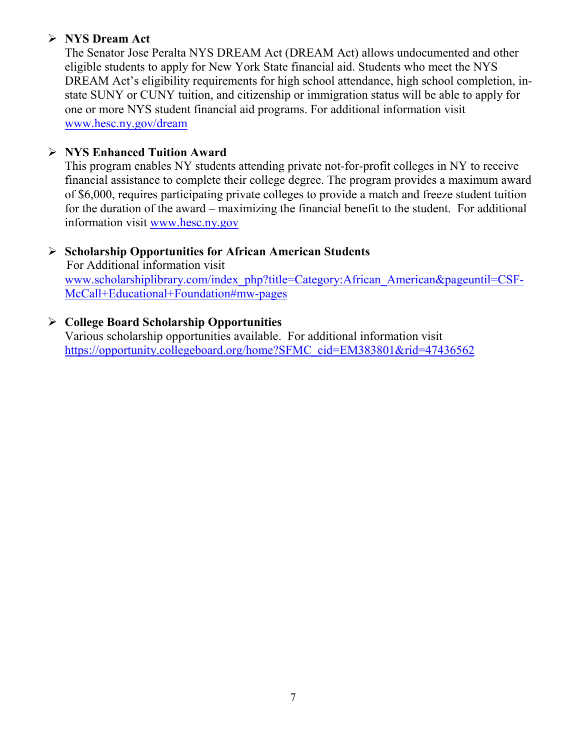- **NYS Dream Act**
  The Senator Jose Peralta NYS DREAM Act (DREAM Act) allows undocumented and other eligible students to apply for New York State financial aid. Students who meet the NYS DREAM Act's eligibility requirements for high school attendance, high school completion, in-state SUNY or CUNY tuition, and citizenship or immigration status will be able to apply for one or more NYS student financial aid programs. For additional information visit www.hesc.ny.gov/dream

- **NYS Enhanced Tuition Award**
  This program enables NY students attending private not-for-profit colleges in NY to receive financial assistance to complete their college degree. The program provides a maximum award of $6,000, requires participating private colleges to provide a match and freeze student tuition for the duration of the award – maximizing the financial benefit to the student. For additional information visit www.hesc.ny.gov

- **Scholarship Opportunities for African American Students**
  For Additional information visit www.scholarshiplibrary.com/index_php?title=Category:African_American&pageuntil=CSF-McCall+Educational+Foundation#mw-pages

- **College Board Scholarship Opportunities**
  Various scholarship opportunities available. For additional information visit https://opportunity.collegeboard.org/home?SFMC_cid=EM383801&rid=47436562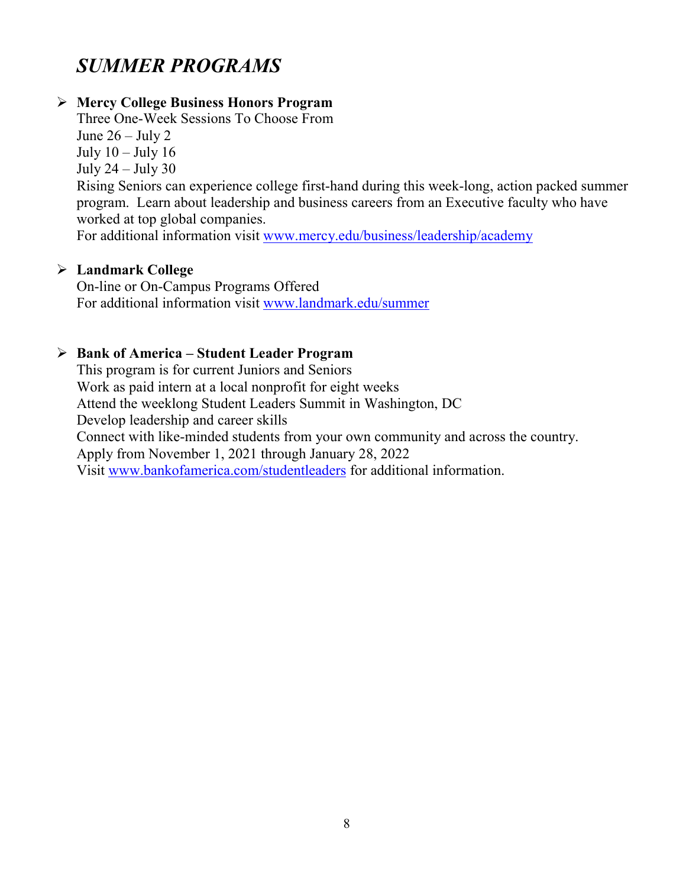## *SUMMER PROGRAMS*

- **Mercy College Business Honors Program**
  Three One-Week Sessions To Choose From
  June 26 – July 2
  July 10 – July 16
  July 24 – July 30
  Rising Seniors can experience college first-hand during this week-long, action packed summer program. Learn about leadership and business careers from an Executive faculty who have worked at top global companies.
  For additional information visit www.mercy.edu/business/leadership/academy

- **Landmark College**
  On-line or On-Campus Programs Offered
  For additional information visit www.landmark.edu/summer

- **Bank of America – Student Leader Program**
  This program is for current Juniors and Seniors
  Work as paid intern at a local nonprofit for eight weeks
  Attend the weeklong Student Leaders Summit in Washington, DC
  Develop leadership and career skills
  Connect with like-minded students from your own community and across the country.
  Apply from November 1, 2021 through January 28, 2022
  Visit www.bankofamerica.com/studentleaders for additional information.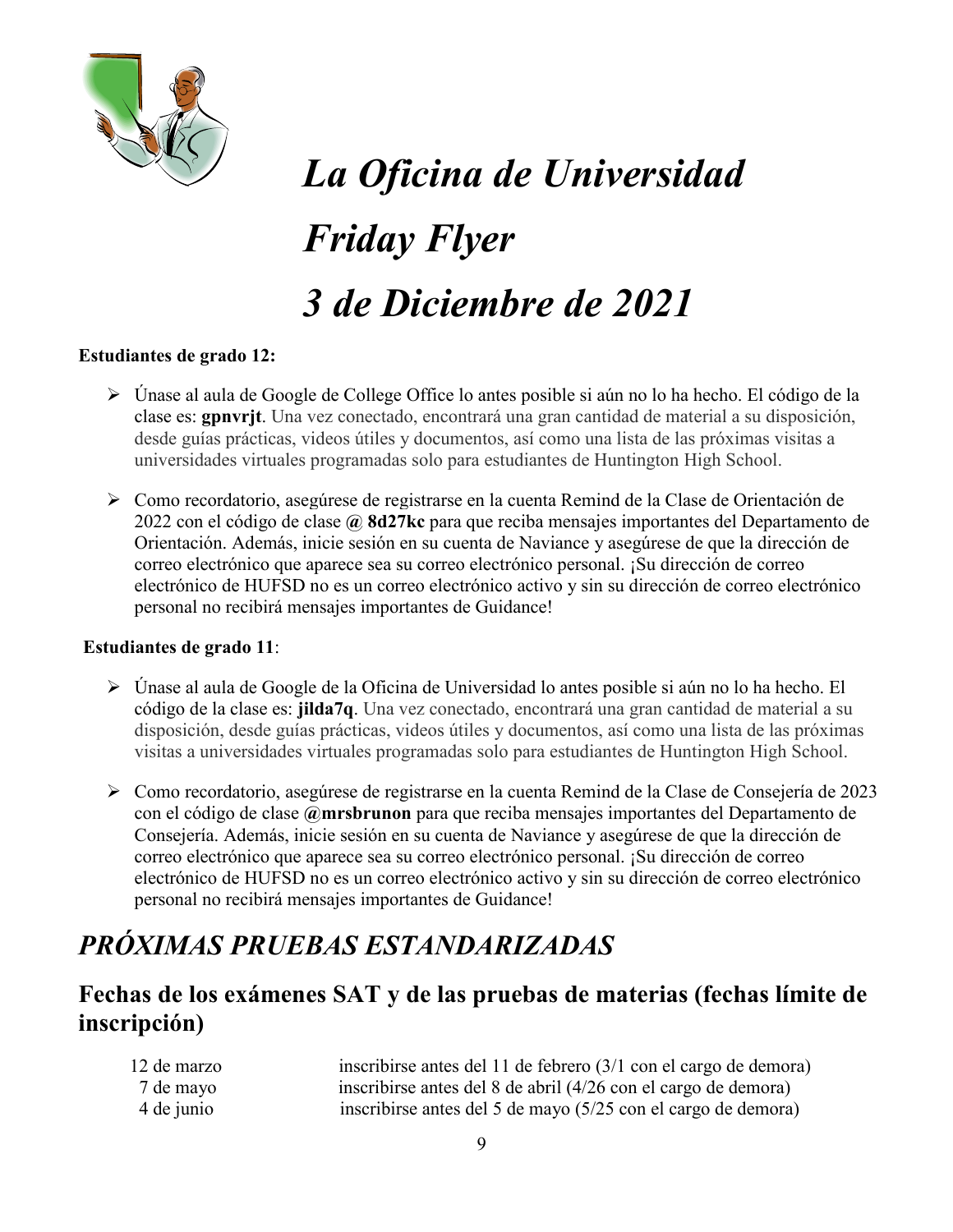# *La Oficina de Universidad*

# *Friday Flyer*

# *3 de Diciembre de 2021*

**Estudiantes de grado 12:**

- Únase al aula de Google de College Office lo antes posible si aún no lo ha hecho. El código de la clase es: **gpnvrjt**. Una vez conectado, encontrará una gran cantidad de material a su disposición, desde guías prácticas, videos útiles y documentos, así como una lista de las próximas visitas a universidades virtuales programadas solo para estudiantes de Huntington High School.
- Como recordatorio, asegúrese de registrarse en la cuenta Remind de la Clase de Orientación de 2022 con el código de clase **@ 8d27kc** para que reciba mensajes importantes del Departamento de Orientación. Además, inicie sesión en su cuenta de Naviance y asegúrese de que la dirección de correo electrónico que aparece sea su correo electrónico personal. ¡Su dirección de correo electrónico de HUFSD no es un correo electrónico activo y sin su dirección de correo electrónico personal no recibirá mensajes importantes de Guidance!

**Estudiantes de grado 11**:

- Únase al aula de Google de la Oficina de Universidad lo antes posible si aún no lo ha hecho. El código de la clase es: **jilda7q**. Una vez conectado, encontrará una gran cantidad de material a su disposición, desde guías prácticas, videos útiles y documentos, así como una lista de las próximas visitas a universidades virtuales programadas solo para estudiantes de Huntington High School.
- Como recordatorio, asegúrese de registrarse en la cuenta Remind de la Clase de Consejería de 2023 con el código de clase **@mrsbrunon** para que reciba mensajes importantes del Departamento de Consejería. Además, inicie sesión en su cuenta de Naviance y asegúrese de que la dirección de correo electrónico que aparece sea su correo electrónico personal. ¡Su dirección de correo electrónico de HUFSD no es un correo electrónico activo y sin su dirección de correo electrónico personal no recibirá mensajes importantes de Guidance!

## *PRÓXIMAS PRUEBAS ESTANDARIZADAS*

### Fechas de los exámenes SAT y de las pruebas de materias (fechas límite de inscripción)

| | |
|---|---|
| 12 de marzo | inscribirse antes del 11 de febrero (3/1 con el cargo de demora) |
| 7 de mayo | inscribirse antes del 8 de abril (4/26 con el cargo de demora) |
| 4 de junio | inscribirse antes del 5 de mayo (5/25 con el cargo de demora) |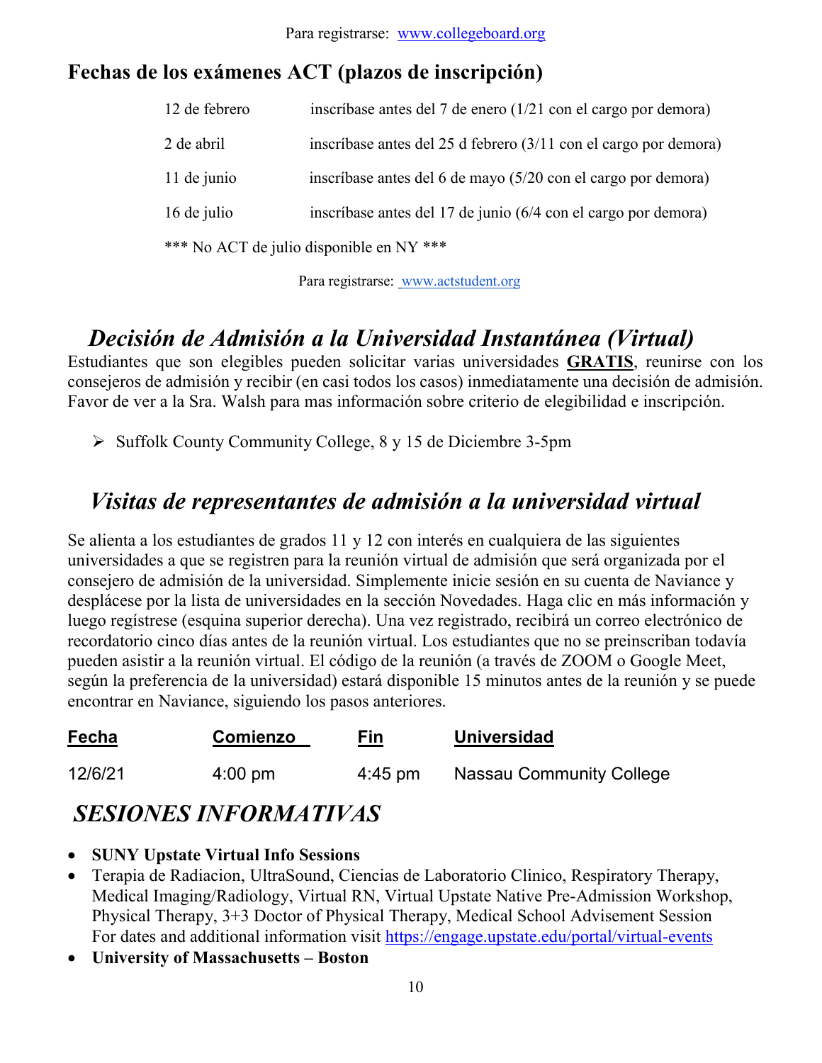Para registrarse: [www.collegeboard.org](http://www.collegeboard.org)

## Fechas de los exámenes ACT (plazos de inscripción)

| | |
|---|---|
| 12 de febrero | inscríbase antes del 7 de enero (1/21 con el cargo por demora) |
| 2 de abril | inscríbase antes del 25 d febrero (3/11 con el cargo por demora) |
| 11 de junio | inscríbase antes del 6 de mayo (5/20 con el cargo por demora) |
| 16 de julio | inscríbase antes del 17 de junio (6/4 con el cargo por demora) |

*** No ACT de julio disponible en NY ***

Para registrarse: [www.actstudent.org](http://www.actstudent.org)

## *Decisión de Admisión a la Universidad Instantánea (Virtual)*

Estudiantes que son elegibles pueden solicitar varias universidades **GRATIS**, reunirse con los consejeros de admisión y recibir (en casi todos los casos) inmediatamente una decisión de admisión. Favor de ver a la Sra. Walsh para mas información sobre criterio de elegibilidad e inscripción.

- Suffolk County Community College, 8 y 15 de Diciembre 3-5pm

## *Visitas de representantes de admisión a la universidad virtual*

Se alienta a los estudiantes de grados 11 y 12 con interés en cualquiera de las siguientes universidades a que se registren para la reunión virtual de admisión que será organizada por el consejero de admisión de la universidad. Simplemente inicie sesión en su cuenta de Naviance y desplácese por la lista de universidades en la sección Novedades. Haga clic en más información y luego regístrese (esquina superior derecha). Una vez registrado, recibirá un correo electrónico de recordatorio cinco días antes de la reunión virtual. Los estudiantes que no se preinscriban todavía pueden asistir a la reunión virtual. El código de la reunión (a través de ZOOM o Google Meet, según la preferencia de la universidad) estará disponible 15 minutos antes de la reunión y se puede encontrar en Naviance, siguiendo los pasos anteriores.

| Fecha | Comienzo | Fin | Universidad |
|---|---|---|---|
| 12/6/21 | 4:00 pm | 4:45 pm | Nassau Community College |

## *SESIONES INFORMATIVAS*

- **SUNY Upstate Virtual Info Sessions**
- Terapia de Radiacion, UltraSound, Ciencias de Laboratorio Clinico, Respiratory Therapy, Medical Imaging/Radiology, Virtual RN, Virtual Upstate Native Pre-Admission Workshop, Physical Therapy, 3+3 Doctor of Physical Therapy, Medical School Advisement Session For dates and additional information visit [https://engage.upstate.edu/portal/virtual-events](https://engage.upstate.edu/portal/virtual-events)
- **University of Massachusetts – Boston**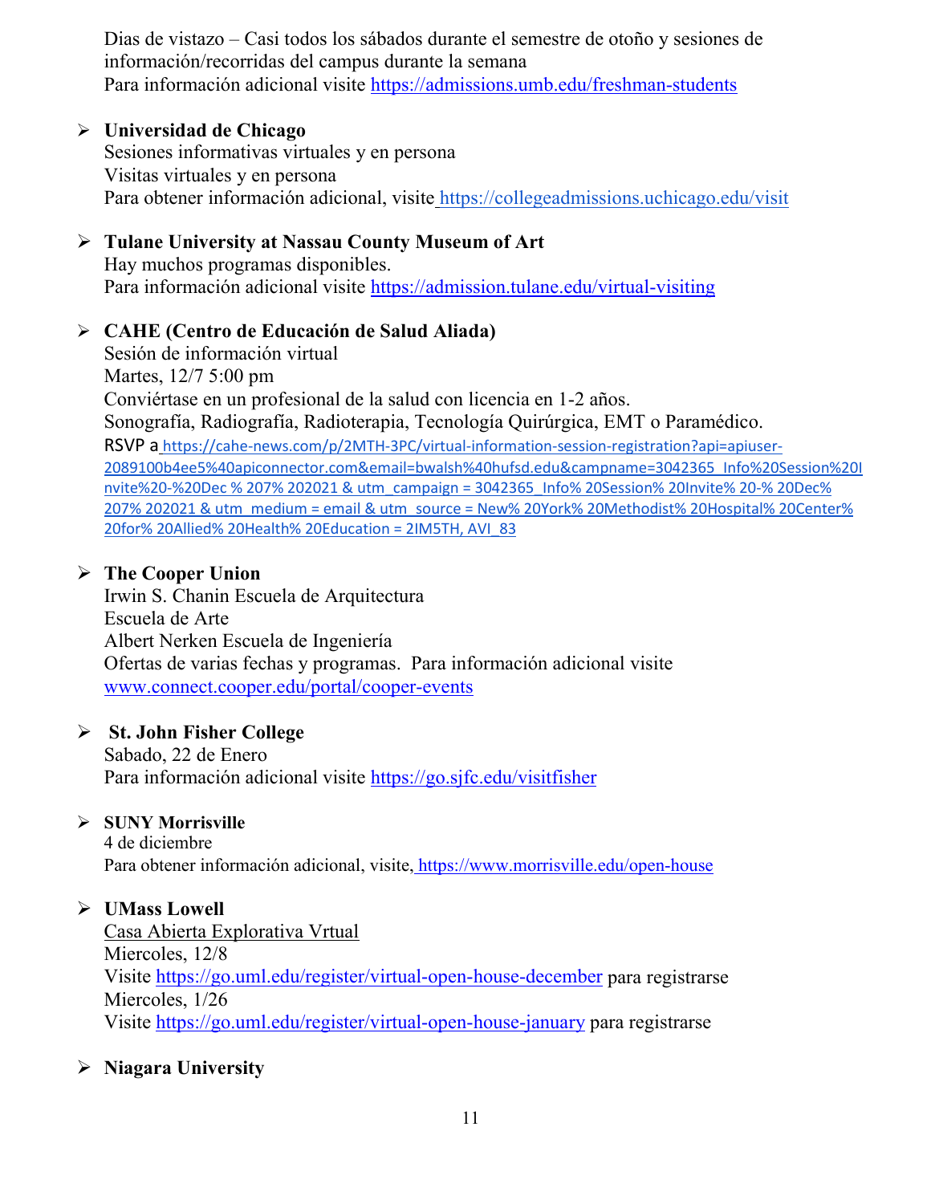Dias de vistazo – Casi todos los sábados durante el semestre de otoño y sesiones de información/recorridas del campus durante la semana
Para información adicional visite https://admissions.umb.edu/freshman-students

- **Universidad de Chicago**
  Sesiones informativas virtuales y en persona
  Visitas virtuales y en persona
  Para obtener información adicional, visite https://collegeadmissions.uchicago.edu/visit

- **Tulane University at Nassau County Museum of Art**
  Hay muchos programas disponibles.
  Para información adicional visite https://admission.tulane.edu/virtual-visiting

- **CAHE (Centro de Educación de Salud Aliada)**
  Sesión de información virtual
  Martes, 12/7 5:00 pm
  Conviértase en un profesional de la salud con licencia en 1-2 años.
  Sonografía, Radiografía, Radioterapia, Tecnología Quirúrgica, EMT o Paramédico.
  RSVP a https://cahe-news.com/p/2MTH-3PC/virtual-information-session-registration?api=apiuser-2089100b4ee5%40apiconnector.com&email=bwalsh%40hufsd.edu&campname=3042365_Info%20Session%20Invite%20-%20Dec % 207% 202021 & utm_campaign = 3042365_Info% 20Session% 20Invite% 20-% 20Dec% 207% 202021 & utm_medium = email & utm_source = New% 20York% 20Methodist% 20Hospital% 20Center% 20for% 20Allied% 20Health% 20Education = 2IM5TH, AVI_83

- **The Cooper Union**
  Irwin S. Chanin Escuela de Arquitectura
  Escuela de Arte
  Albert Nerken Escuela de Ingeniería
  Ofertas de varias fechas y programas. Para información adicional visite www.connect.cooper.edu/portal/cooper-events

- **St. John Fisher College**
  Sabado, 22 de Enero
  Para información adicional visite https://go.sjfc.edu/visitfisher

- **SUNY Morrisville**
  4 de diciembre
  Para obtener información adicional, visite, https://www.morrisville.edu/open-house

- **UMass Lowell**
  Casa Abierta Explorativa Vrtual
  Miercoles, 12/8
  Visite https://go.uml.edu/register/virtual-open-house-december para registrarse
  Miercoles, 1/26
  Visite https://go.uml.edu/register/virtual-open-house-january para registrarse

- **Niagara University**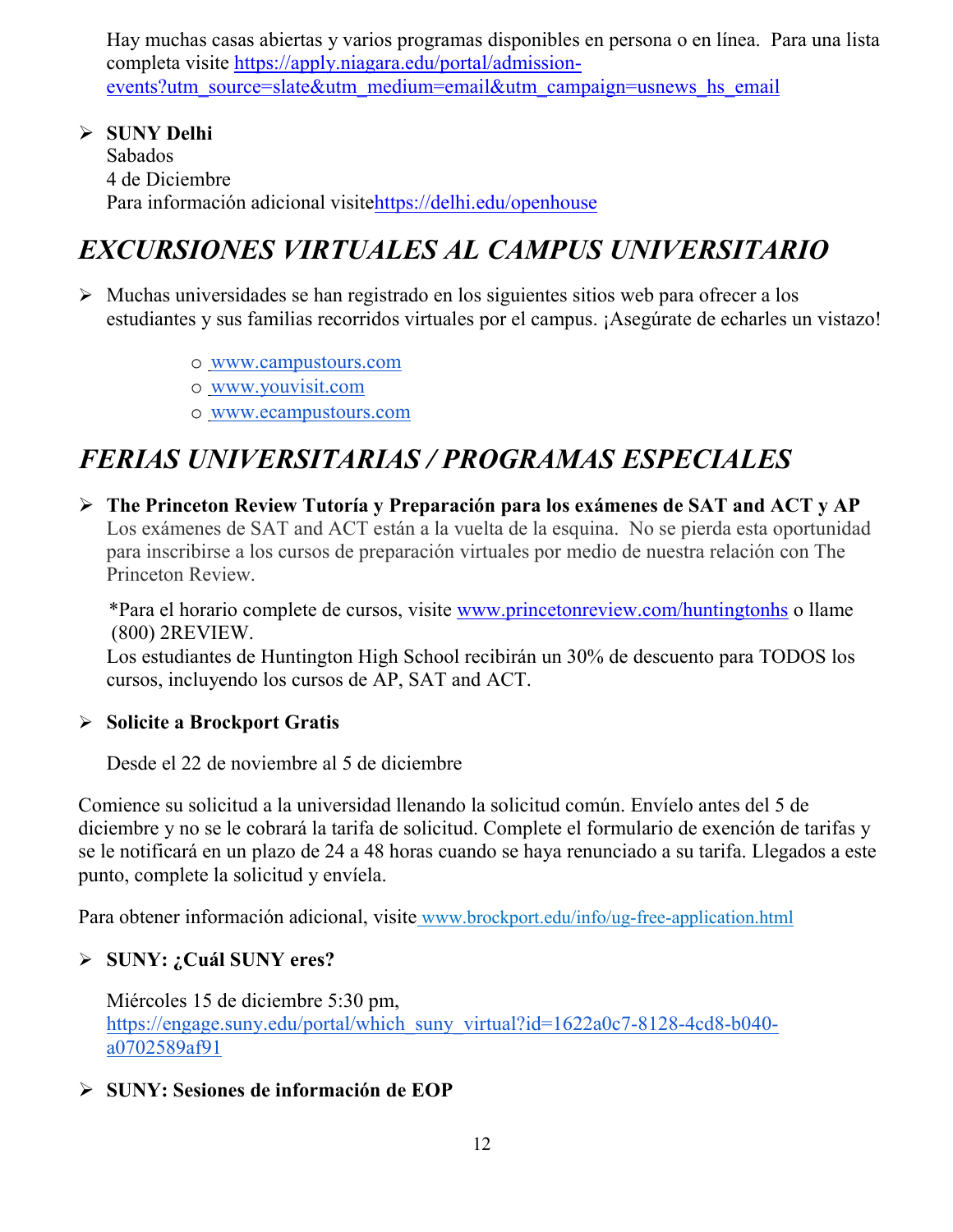Hay muchas casas abiertas y varios programas disponibles en persona o en línea.  Para una lista completa visite https://apply.niagara.edu/portal/admission-events?utm_source=slate&utm_medium=email&utm_campaign=usnews_hs_email

- **SUNY Delhi**
  Sabados
  4 de Diciembre
  Para información adicional visitehttps://delhi.edu/openhouse

## *EXCURSIONES VIRTUALES AL CAMPUS UNIVERSITARIO*

- Muchas universidades se han registrado en los siguientes sitios web para ofrecer a los estudiantes y sus familias recorridos virtuales por el campus. ¡Asegúrate de echarles un vistazo!
  - www.campustours.com
  - www.youvisit.com
  - www.ecampustours.com

## *FERIAS UNIVERSITARIAS / PROGRAMAS ESPECIALES*

- **The Princeton Review Tutoría y Preparación para los exámenes de SAT and ACT y AP**
  Los exámenes de SAT and ACT están a la vuelta de la esquina.  No se pierda esta oportunidad para inscribirse a los cursos de preparación virtuales por medio de nuestra relación con The Princeton Review.

  *Para el horario complete de cursos, visite www.princetonreview.com/huntingtonhs o llame (800) 2REVIEW.
  Los estudiantes de Huntington High School recibirán un 30% de descuento para TODOS los cursos, incluyendo los cursos de AP, SAT and ACT.

- **Solicite a Brockport Gratis**

  Desde el 22 de noviembre al 5 de diciembre

Comience su solicitud a la universidad llenando la solicitud común. Envíelo antes del 5 de diciembre y no se le cobrará la tarifa de solicitud. Complete el formulario de exención de tarifas y se le notificará en un plazo de 24 a 48 horas cuando se haya renunciado a su tarifa. Llegados a este punto, complete la solicitud y envíela.

Para obtener información adicional, visite www.brockport.edu/info/ug-free-application.html

- **SUNY: ¿Cuál SUNY eres?**

  Miércoles 15 de diciembre 5:30 pm,
  https://engage.suny.edu/portal/which_suny_virtual?id=1622a0c7-8128-4cd8-b040-a0702589af91

- **SUNY: Sesiones de información de EOP**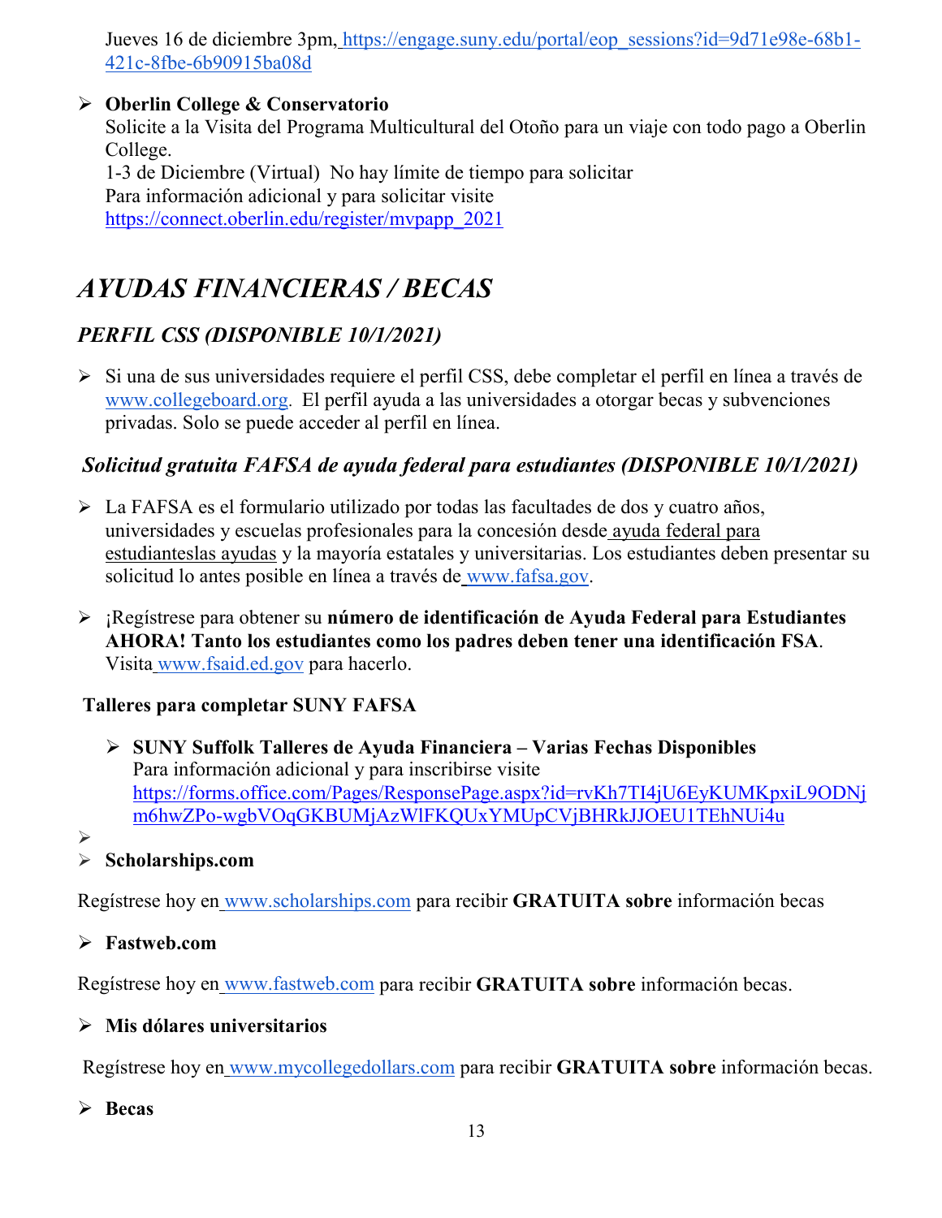Jueves 16 de diciembre 3pm, https://engage.suny.edu/portal/eop_sessions?id=9d71e98e-68b1-421c-8fbe-6b90915ba08d

- **Oberlin College & Conservatorio**
  Solicite a la Visita del Programa Multicultural del Otoño para un viaje con todo pago a Oberlin College.
  1-3 de Diciembre (Virtual) No hay límite de tiempo para solicitar
  Para información adicional y para solicitar visite
  https://connect.oberlin.edu/register/mvpapp_2021

# *AYUDAS FINANCIERAS / BECAS*

## *PERFIL CSS (DISPONIBLE 10/1/2021)*

- Si una de sus universidades requiere el perfil CSS, debe completar el perfil en línea a través de www.collegeboard.org. El perfil ayuda a las universidades a otorgar becas y subvenciones privadas. Solo se puede acceder al perfil en línea.

## *Solicitud gratuita FAFSA de ayuda federal para estudiantes (DISPONIBLE 10/1/2021)*

- La FAFSA es el formulario utilizado por todas las facultades de dos y cuatro años, universidades y escuelas profesionales para la concesión desde ayuda federal para estudianteslas ayudas y la mayoría estatales y universitarias. Los estudiantes deben presentar su solicitud lo antes posible en línea a través de www.fafsa.gov.
- ¡Regístrese para obtener su **número de identificación de Ayuda Federal para Estudiantes AHORA! Tanto los estudiantes como los padres deben tener una identificación FSA**. Visita www.fsaid.ed.gov para hacerlo.

### Talleres para completar SUNY FAFSA

- **SUNY Suffolk Talleres de Ayuda Financiera – Varias Fechas Disponibles**
  Para información adicional y para inscribirse visite
  https://forms.office.com/Pages/ResponsePage.aspx?id=rvKh7TI4jU6EyKUMKpxiL9ODNjm6hwZPo-wgbVOqGKBUMjAzWlFKQUxYMUpCVjBHRkJJOEU1TEhNUi4u

- **Scholarships.com**

Regístrese hoy en www.scholarships.com para recibir **GRATUITA sobre** información becas

- **Fastweb.com**

Regístrese hoy en www.fastweb.com para recibir **GRATUITA sobre** información becas.

- **Mis dólares universitarios**

Regístrese hoy en www.mycollegedollars.com para recibir **GRATUITA sobre** información becas.

- **Becas**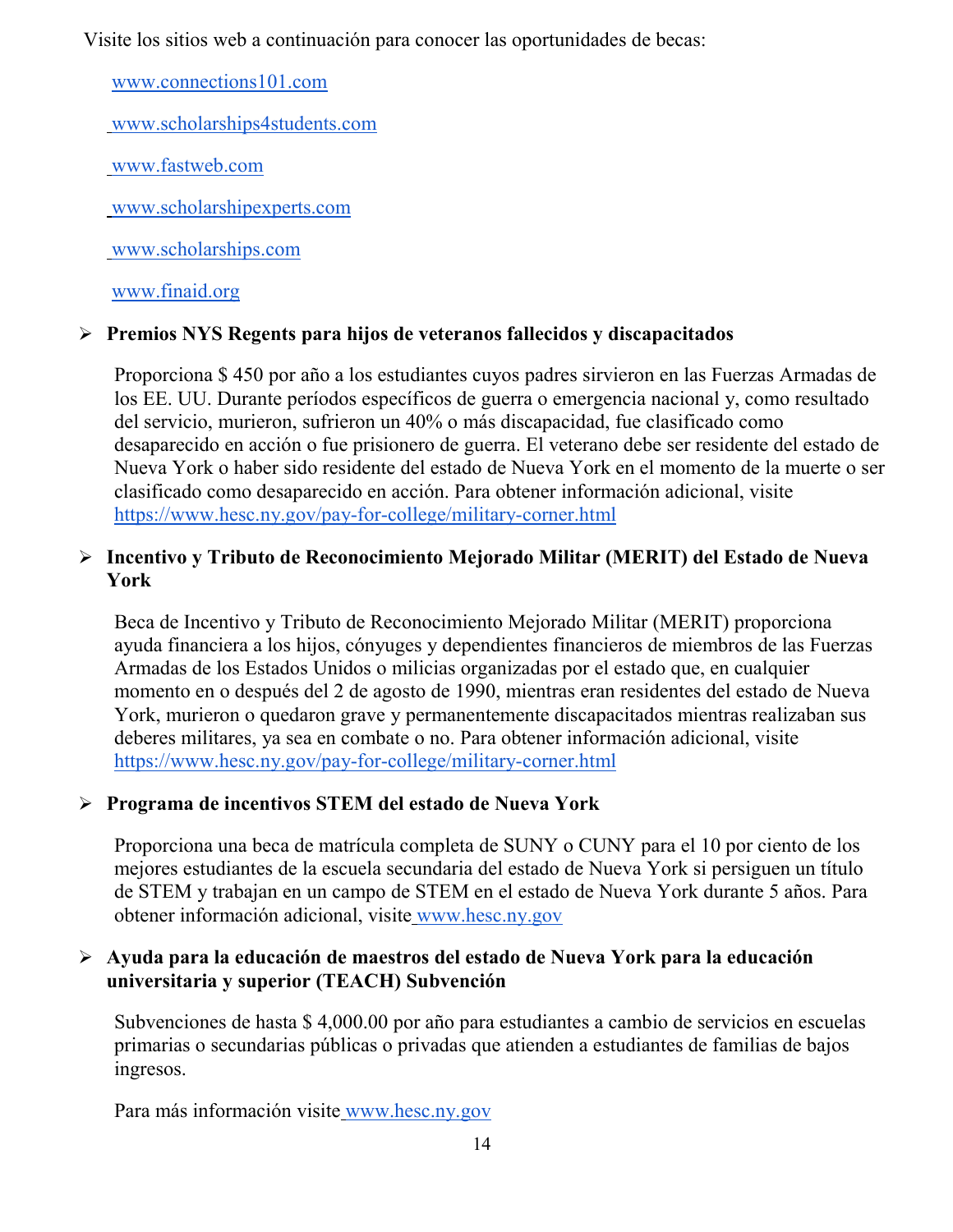Visite los sitios web a continuación para conocer las oportunidades de becas:

www.connections101.com

www.scholarships4students.com

www.fastweb.com

www.scholarshipexperts.com

www.scholarships.com

www.finaid.org

- **Premios NYS Regents para hijos de veteranos fallecidos y discapacitados**

  Proporciona $ 450 por año a los estudiantes cuyos padres sirvieron en las Fuerzas Armadas de los EE. UU. Durante períodos específicos de guerra o emergencia nacional y, como resultado del servicio, murieron, sufrieron un 40% o más discapacidad, fue clasificado como desaparecido en acción o fue prisionero de guerra. El veterano debe ser residente del estado de Nueva York o haber sido residente del estado de Nueva York en el momento de la muerte o ser clasificado como desaparecido en acción. Para obtener información adicional, visite https://www.hesc.ny.gov/pay-for-college/military-corner.html

- **Incentivo y Tributo de Reconocimiento Mejorado Militar (MERIT) del Estado de Nueva York**

  Beca de Incentivo y Tributo de Reconocimiento Mejorado Militar (MERIT) proporciona ayuda financiera a los hijos, cónyuges y dependientes financieros de miembros de las Fuerzas Armadas de los Estados Unidos o milicias organizadas por el estado que, en cualquier momento en o después del 2 de agosto de 1990, mientras eran residentes del estado de Nueva York, murieron o quedaron grave y permanentemente discapacitados mientras realizaban sus deberes militares, ya sea en combate o no. Para obtener información adicional, visite https://www.hesc.ny.gov/pay-for-college/military-corner.html

- **Programa de incentivos STEM del estado de Nueva York**

  Proporciona una beca de matrícula completa de SUNY o CUNY para el 10 por ciento de los mejores estudiantes de la escuela secundaria del estado de Nueva York si persiguen un título de STEM y trabajan en un campo de STEM en el estado de Nueva York durante 5 años. Para obtener información adicional, visite www.hesc.ny.gov

- **Ayuda para la educación de maestros del estado de Nueva York para la educación universitaria y superior (TEACH) Subvención**

  Subvenciones de hasta $ 4,000.00 por año para estudiantes a cambio de servicios en escuelas primarias o secundarias públicas o privadas que atienden a estudiantes de familias de bajos ingresos.

  Para más información visite www.hesc.ny.gov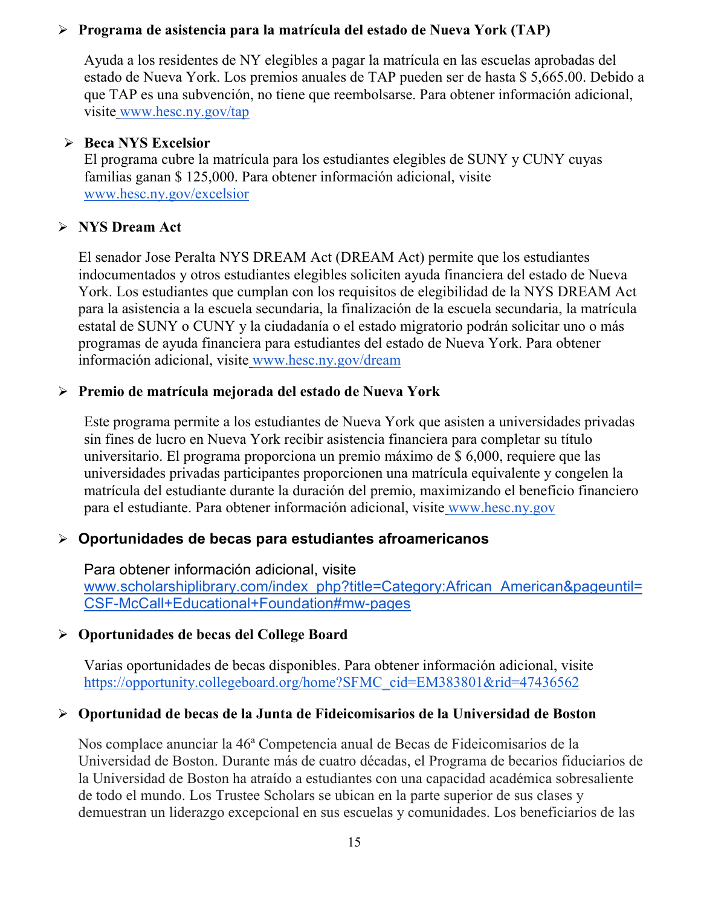- **Programa de asistencia para la matrícula del estado de Nueva York (TAP)**

  Ayuda a los residentes de NY elegibles a pagar la matrícula en las escuelas aprobadas del estado de Nueva York. Los premios anuales de TAP pueden ser de hasta $ 5,665.00. Debido a que TAP es una subvención, no tiene que reembolsarse. Para obtener información adicional, visite www.hesc.ny.gov/tap

- **Beca NYS Excelsior**

  El programa cubre la matrícula para los estudiantes elegibles de SUNY y CUNY cuyas familias ganan $ 125,000. Para obtener información adicional, visite www.hesc.ny.gov/excelsior

- **NYS Dream Act**

  El senador Jose Peralta NYS DREAM Act (DREAM Act) permite que los estudiantes indocumentados y otros estudiantes elegibles soliciten ayuda financiera del estado de Nueva York. Los estudiantes que cumplan con los requisitos de elegibilidad de la NYS DREAM Act para la asistencia a la escuela secundaria, la finalización de la escuela secundaria, la matrícula estatal de SUNY o CUNY y la ciudadanía o el estado migratorio podrán solicitar uno o más programas de ayuda financiera para estudiantes del estado de Nueva York. Para obtener información adicional, visite www.hesc.ny.gov/dream

- **Premio de matrícula mejorada del estado de Nueva York**

  Este programa permite a los estudiantes de Nueva York que asisten a universidades privadas sin fines de lucro en Nueva York recibir asistencia financiera para completar su título universitario. El programa proporciona un premio máximo de $ 6,000, requiere que las universidades privadas participantes proporcionen una matrícula equivalente y congelen la matrícula del estudiante durante la duración del premio, maximizando el beneficio financiero para el estudiante. Para obtener información adicional, visite www.hesc.ny.gov

- **Oportunidades de becas para estudiantes afroamericanos**

  Para obtener información adicional, visite www.scholarshiplibrary.com/index_php?title=Category:African_American&pageuntil=CSF-McCall+Educational+Foundation#mw-pages

- **Oportunidades de becas del College Board**

  Varias oportunidades de becas disponibles. Para obtener información adicional, visite https://opportunity.collegeboard.org/home?SFMC_cid=EM383801&rid=47436562

- **Oportunidad de becas de la Junta de Fideicomisarios de la Universidad de Boston**

  Nos complace anunciar la 46ª Competencia anual de Becas de Fideicomisarios de la Universidad de Boston. Durante más de cuatro décadas, el Programa de becarios fiduciarios de la Universidad de Boston ha atraído a estudiantes con una capacidad académica sobresaliente de todo el mundo. Los Trustee Scholars se ubican en la parte superior de sus clases y demuestran un liderazgo excepcional en sus escuelas y comunidades. Los beneficiarios de las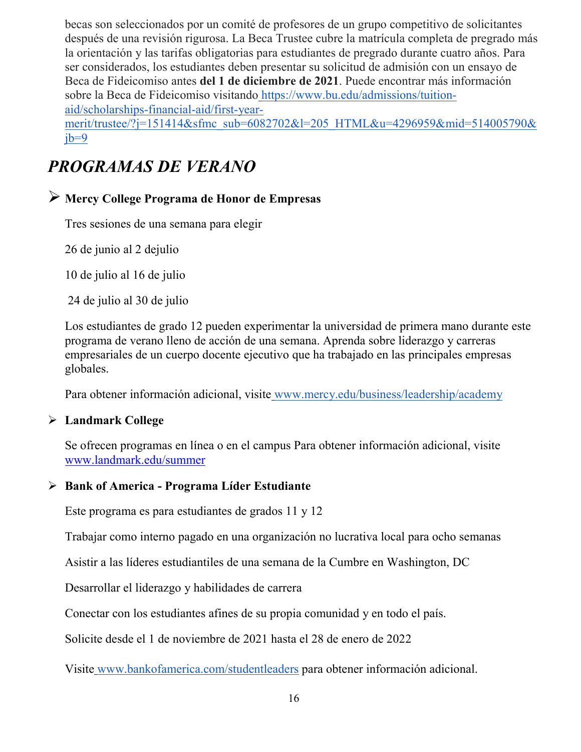becas son seleccionados por un comité de profesores de un grupo competitivo de solicitantes después de una revisión rigurosa. La Beca Trustee cubre la matrícula completa de pregrado más la orientación y las tarifas obligatorias para estudiantes de pregrado durante cuatro años. Para ser considerados, los estudiantes deben presentar su solicitud de admisión con un ensayo de Beca de Fideicomiso antes **del 1 de diciembre de 2021**. Puede encontrar más información sobre la Beca de Fideicomiso visitando https://www.bu.edu/admissions/tuition-aid/scholarships-financial-aid/first-year-merit/trustee/?j=151414&sfmc_sub=6082702&l=205_HTML&u=4296959&mid=514005790&jb=9

# *PROGRAMAS DE VERANO*

- **Mercy College Programa de Honor de Empresas**

  Tres sesiones de una semana para elegir

  26 de junio al 2 dejulio

  10 de julio al 16 de julio

  24 de julio al 30 de julio

  Los estudiantes de grado 12 pueden experimentar la universidad de primera mano durante este programa de verano lleno de acción de una semana. Aprenda sobre liderazgo y carreras empresariales de un cuerpo docente ejecutivo que ha trabajado en las principales empresas globales.

  Para obtener información adicional, visite www.mercy.edu/business/leadership/academy

- **Landmark College**

  Se ofrecen programas en línea o en el campus Para obtener información adicional, visite www.landmark.edu/summer

- **Bank of America - Programa Líder Estudiante**

  Este programa es para estudiantes de grados 11 y 12

  Trabajar como interno pagado en una organización no lucrativa local para ocho semanas

  Asistir a las líderes estudiantiles de una semana de la Cumbre en Washington, DC

  Desarrollar el liderazgo y habilidades de carrera

  Conectar con los estudiantes afines de su propia comunidad y en todo el país.

  Solicite desde el 1 de noviembre de 2021 hasta el 28 de enero de 2022

  Visite www.bankofamerica.com/studentleaders para obtener información adicional.